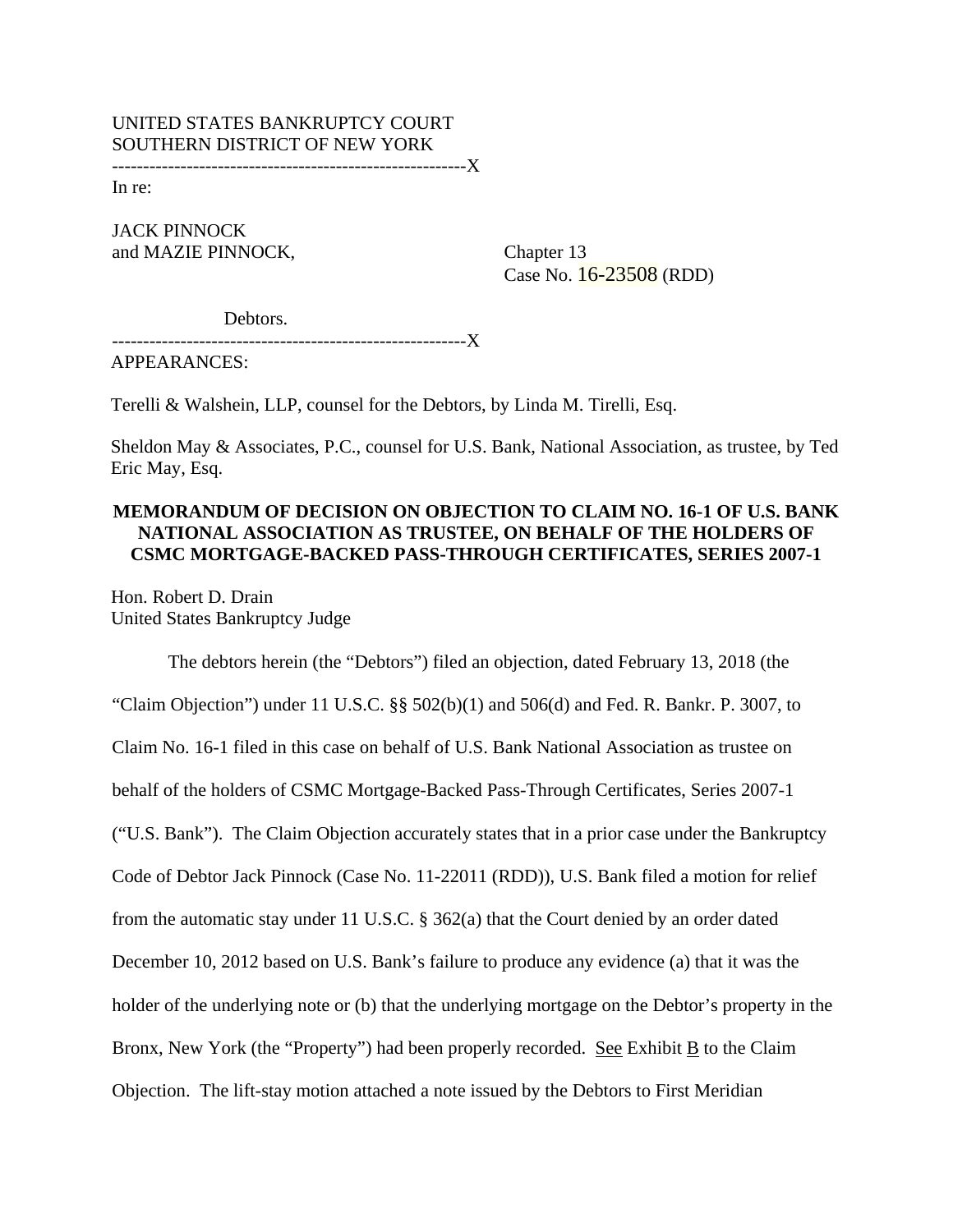UNITED STATES BANKRUPTCY COURT
SOUTHERN DISTRICT OF NEW YORK
---------------------------------------------------------X
In re:

JACK PINNOCK
and MAZIE PINNOCK,

Chapter 13
Case No. 16-23508 (RDD)

Debtors.
---------------------------------------------------------X
APPEARANCES:

Terelli & Walshein, LLP, counsel for the Debtors, by Linda M. Tirelli, Esq.

Sheldon May & Associates, P.C., counsel for U.S. Bank, National Association, as trustee, by Ted Eric May, Esq.

**MEMORANDUM OF DECISION ON OBJECTION TO CLAIM NO. 16-1 OF U.S. BANK NATIONAL ASSOCIATION AS TRUSTEE, ON BEHALF OF THE HOLDERS OF CSMC MORTGAGE-BACKED PASS-THROUGH CERTIFICATES, SERIES 2007-1**

Hon. Robert D. Drain
United States Bankruptcy Judge

The debtors herein (the "Debtors") filed an objection, dated February 13, 2018 (the "Claim Objection") under 11 U.S.C. §§ 502(b)(1) and 506(d) and Fed. R. Bankr. P. 3007, to Claim No. 16-1 filed in this case on behalf of U.S. Bank National Association as trustee on behalf of the holders of CSMC Mortgage-Backed Pass-Through Certificates, Series 2007-1 ("U.S. Bank"). The Claim Objection accurately states that in a prior case under the Bankruptcy Code of Debtor Jack Pinnock (Case No. 11-22011 (RDD)), U.S. Bank filed a motion for relief from the automatic stay under 11 U.S.C. § 362(a) that the Court denied by an order dated December 10, 2012 based on U.S. Bank's failure to produce any evidence (a) that it was the holder of the underlying note or (b) that the underlying mortgage on the Debtor's property in the Bronx, New York (the "Property") had been properly recorded. See Exhibit B to the Claim Objection. The lift-stay motion attached a note issued by the Debtors to First Meridian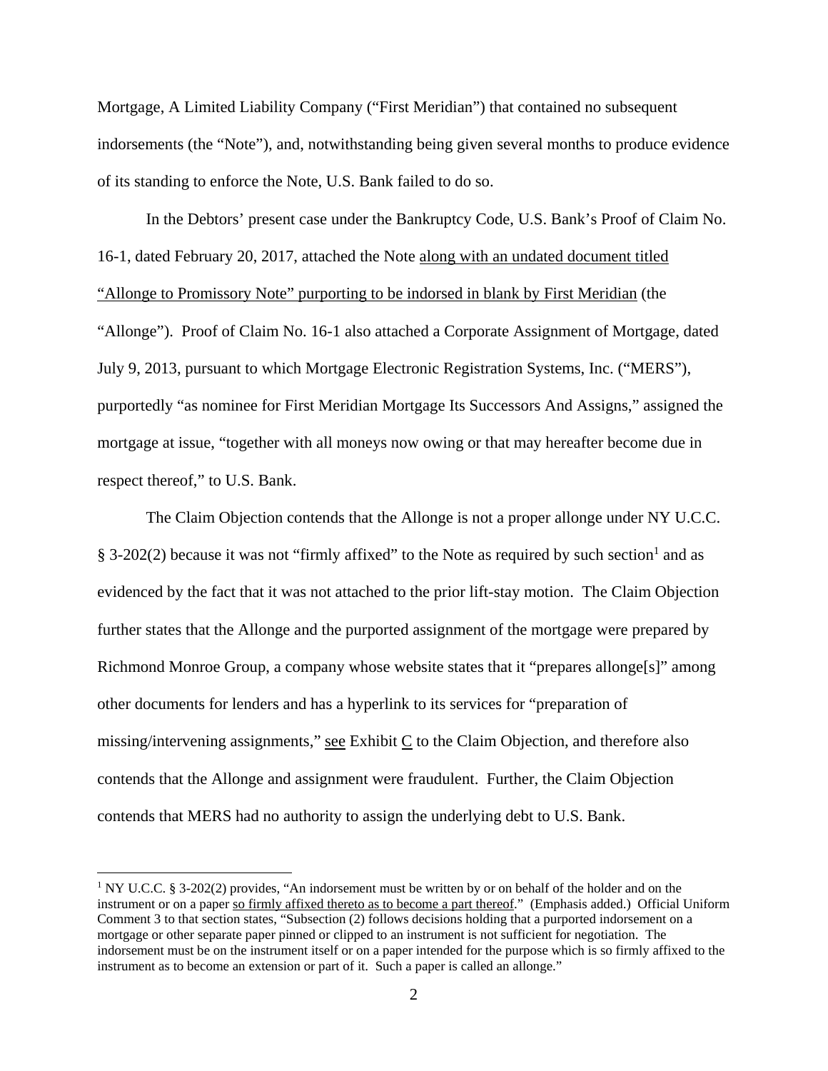Mortgage, A Limited Liability Company ("First Meridian") that contained no subsequent indorsements (the "Note"), and, notwithstanding being given several months to produce evidence of its standing to enforce the Note, U.S. Bank failed to do so.

In the Debtors' present case under the Bankruptcy Code, U.S. Bank's Proof of Claim No. 16-1, dated February 20, 2017, attached the Note along with an undated document titled "Allonge to Promissory Note" purporting to be indorsed in blank by First Meridian (the "Allonge"). Proof of Claim No. 16-1 also attached a Corporate Assignment of Mortgage, dated July 9, 2013, pursuant to which Mortgage Electronic Registration Systems, Inc. ("MERS"), purportedly "as nominee for First Meridian Mortgage Its Successors And Assigns," assigned the mortgage at issue, "together with all moneys now owing or that may hereafter become due in respect thereof," to U.S. Bank.

The Claim Objection contends that the Allonge is not a proper allonge under NY U.C.C. § 3-202(2) because it was not "firmly affixed" to the Note as required by such section[1] and as evidenced by the fact that it was not attached to the prior lift-stay motion. The Claim Objection further states that the Allonge and the purported assignment of the mortgage were prepared by Richmond Monroe Group, a company whose website states that it "prepares allonge[s]" among other documents for lenders and has a hyperlink to its services for "preparation of missing/intervening assignments," see Exhibit C to the Claim Objection, and therefore also contends that the Allonge and assignment were fraudulent. Further, the Claim Objection contends that MERS had no authority to assign the underlying debt to U.S. Bank.

---

[1] NY U.C.C. § 3-202(2) provides, "An indorsement must be written by or on behalf of the holder and on the instrument or on a paper so firmly affixed thereto as to become a part thereof." (Emphasis added.) Official Uniform Comment 3 to that section states, "Subsection (2) follows decisions holding that a purported indorsement on a mortgage or other separate paper pinned or clipped to an instrument is not sufficient for negotiation. The indorsement must be on the instrument itself or on a paper intended for the purpose which is so firmly affixed to the instrument as to become an extension or part of it. Such a paper is called an allonge."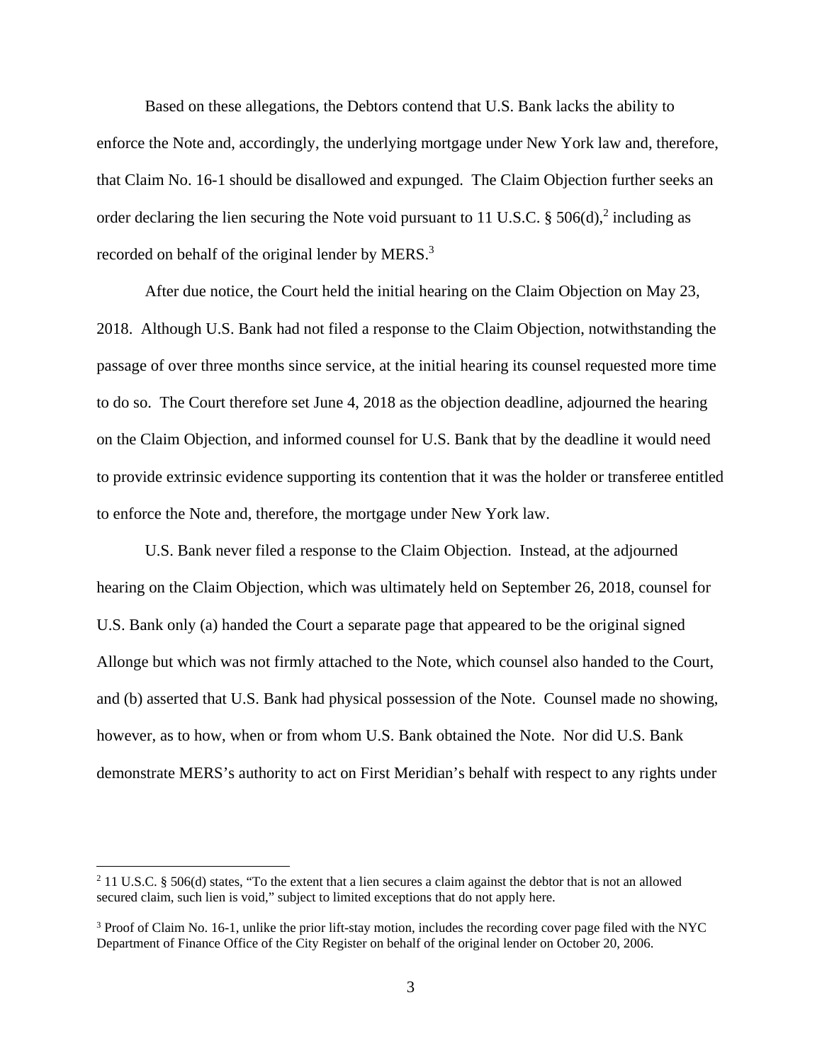Based on these allegations, the Debtors contend that U.S. Bank lacks the ability to enforce the Note and, accordingly, the underlying mortgage under New York law and, therefore, that Claim No. 16-1 should be disallowed and expunged. The Claim Objection further seeks an order declaring the lien securing the Note void pursuant to 11 U.S.C. § 506(d),[2] including as recorded on behalf of the original lender by MERS.[3]

After due notice, the Court held the initial hearing on the Claim Objection on May 23, 2018. Although U.S. Bank had not filed a response to the Claim Objection, notwithstanding the passage of over three months since service, at the initial hearing its counsel requested more time to do so. The Court therefore set June 4, 2018 as the objection deadline, adjourned the hearing on the Claim Objection, and informed counsel for U.S. Bank that by the deadline it would need to provide extrinsic evidence supporting its contention that it was the holder or transferee entitled to enforce the Note and, therefore, the mortgage under New York law.

U.S. Bank never filed a response to the Claim Objection. Instead, at the adjourned hearing on the Claim Objection, which was ultimately held on September 26, 2018, counsel for U.S. Bank only (a) handed the Court a separate page that appeared to be the original signed Allonge but which was not firmly attached to the Note, which counsel also handed to the Court, and (b) asserted that U.S. Bank had physical possession of the Note. Counsel made no showing, however, as to how, when or from whom U.S. Bank obtained the Note. Nor did U.S. Bank demonstrate MERS's authority to act on First Meridian's behalf with respect to any rights under

[2] 11 U.S.C. § 506(d) states, "To the extent that a lien secures a claim against the debtor that is not an allowed secured claim, such lien is void," subject to limited exceptions that do not apply here.

[3] Proof of Claim No. 16-1, unlike the prior lift-stay motion, includes the recording cover page filed with the NYC Department of Finance Office of the City Register on behalf of the original lender on October 20, 2006.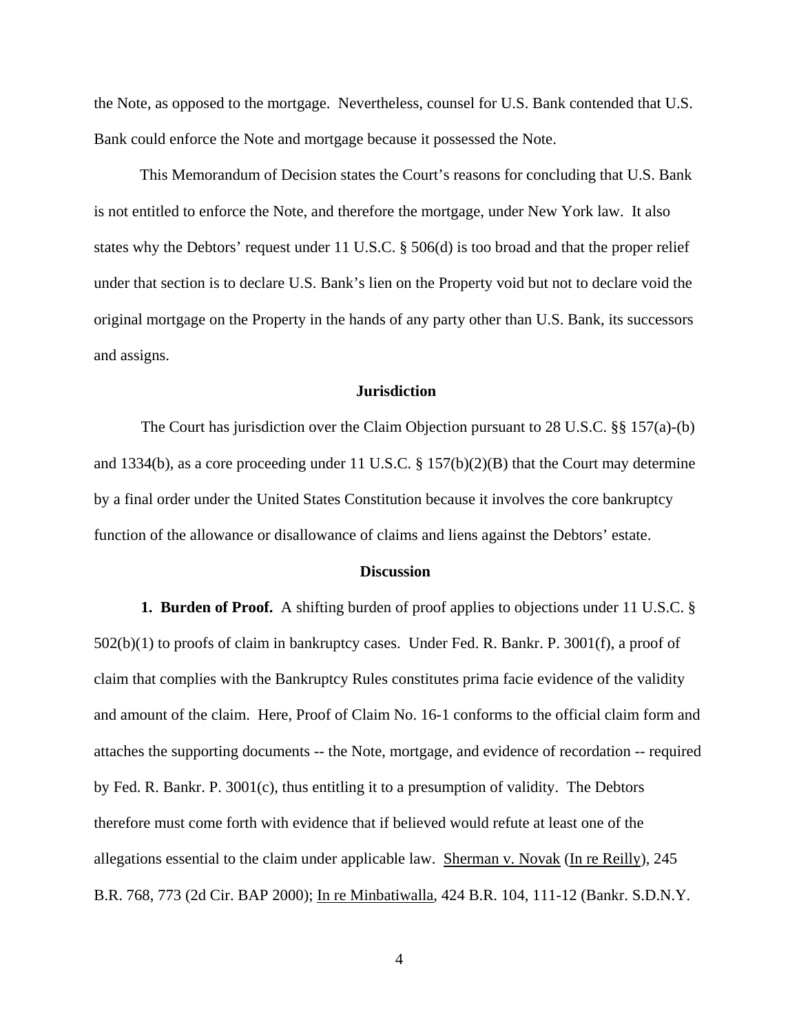the Note, as opposed to the mortgage. Nevertheless, counsel for U.S. Bank contended that U.S. Bank could enforce the Note and mortgage because it possessed the Note.

This Memorandum of Decision states the Court's reasons for concluding that U.S. Bank is not entitled to enforce the Note, and therefore the mortgage, under New York law. It also states why the Debtors' request under 11 U.S.C. § 506(d) is too broad and that the proper relief under that section is to declare U.S. Bank's lien on the Property void but not to declare void the original mortgage on the Property in the hands of any party other than U.S. Bank, its successors and assigns.

## Jurisdiction

The Court has jurisdiction over the Claim Objection pursuant to 28 U.S.C. §§ 157(a)-(b) and 1334(b), as a core proceeding under 11 U.S.C. § 157(b)(2)(B) that the Court may determine by a final order under the United States Constitution because it involves the core bankruptcy function of the allowance or disallowance of claims and liens against the Debtors' estate.

## Discussion

**1. Burden of Proof.** A shifting burden of proof applies to objections under 11 U.S.C. § 502(b)(1) to proofs of claim in bankruptcy cases. Under Fed. R. Bankr. P. 3001(f), a proof of claim that complies with the Bankruptcy Rules constitutes prima facie evidence of the validity and amount of the claim. Here, Proof of Claim No. 16-1 conforms to the official claim form and attaches the supporting documents -- the Note, mortgage, and evidence of recordation -- required by Fed. R. Bankr. P. 3001(c), thus entitling it to a presumption of validity. The Debtors therefore must come forth with evidence that if believed would refute at least one of the allegations essential to the claim under applicable law. Sherman v. Novak (In re Reilly), 245 B.R. 768, 773 (2d Cir. BAP 2000); In re Minbatiwalla, 424 B.R. 104, 111-12 (Bankr. S.D.N.Y.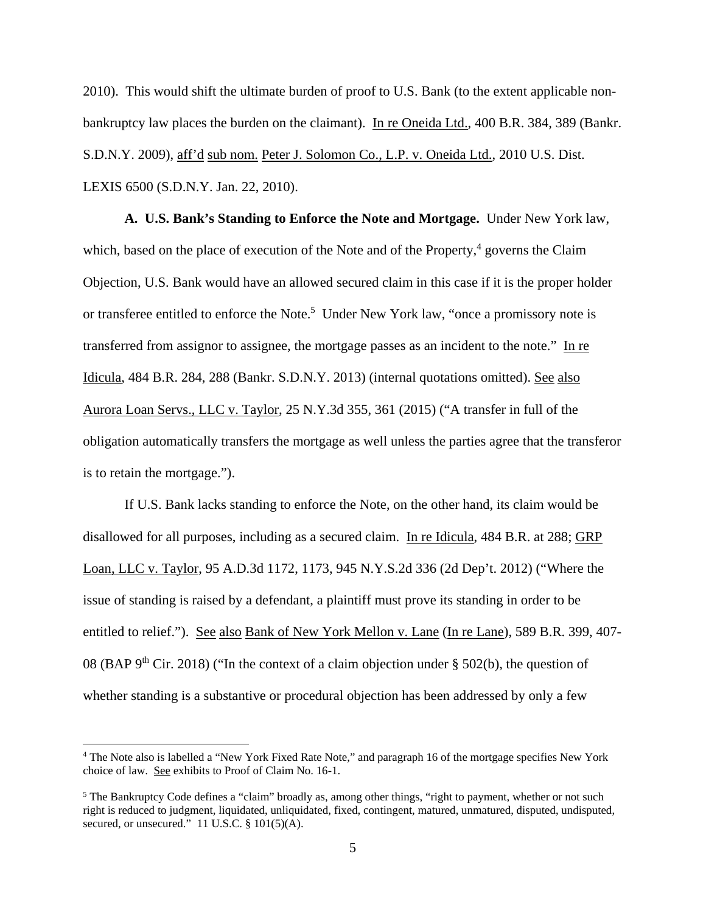2010). This would shift the ultimate burden of proof to U.S. Bank (to the extent applicable non-bankruptcy law places the burden on the claimant). In re Oneida Ltd., 400 B.R. 384, 389 (Bankr. S.D.N.Y. 2009), aff'd sub nom. Peter J. Solomon Co., L.P. v. Oneida Ltd., 2010 U.S. Dist. LEXIS 6500 (S.D.N.Y. Jan. 22, 2010).

**A. U.S. Bank's Standing to Enforce the Note and Mortgage.** Under New York law, which, based on the place of execution of the Note and of the Property,[4] governs the Claim Objection, U.S. Bank would have an allowed secured claim in this case if it is the proper holder or transferee entitled to enforce the Note.[5] Under New York law, "once a promissory note is transferred from assignor to assignee, the mortgage passes as an incident to the note." In re Idicula, 484 B.R. 284, 288 (Bankr. S.D.N.Y. 2013) (internal quotations omitted). See also Aurora Loan Servs., LLC v. Taylor, 25 N.Y.3d 355, 361 (2015) ("A transfer in full of the obligation automatically transfers the mortgage as well unless the parties agree that the transferor is to retain the mortgage.").

If U.S. Bank lacks standing to enforce the Note, on the other hand, its claim would be disallowed for all purposes, including as a secured claim. In re Idicula, 484 B.R. at 288; GRP Loan, LLC v. Taylor, 95 A.D.3d 1172, 1173, 945 N.Y.S.2d 336 (2d Dep't. 2012) ("Where the issue of standing is raised by a defendant, a plaintiff must prove its standing in order to be entitled to relief."). See also Bank of New York Mellon v. Lane (In re Lane), 589 B.R. 399, 407-08 (BAP 9th Cir. 2018) ("In the context of a claim objection under § 502(b), the question of whether standing is a substantive or procedural objection has been addressed by only a few

---

[4] The Note also is labelled a "New York Fixed Rate Note," and paragraph 16 of the mortgage specifies New York choice of law. See exhibits to Proof of Claim No. 16-1.

[5] The Bankruptcy Code defines a "claim" broadly as, among other things, "right to payment, whether or not such right is reduced to judgment, liquidated, unliquidated, fixed, contingent, matured, unmatured, disputed, undisputed, secured, or unsecured." 11 U.S.C. § 101(5)(A).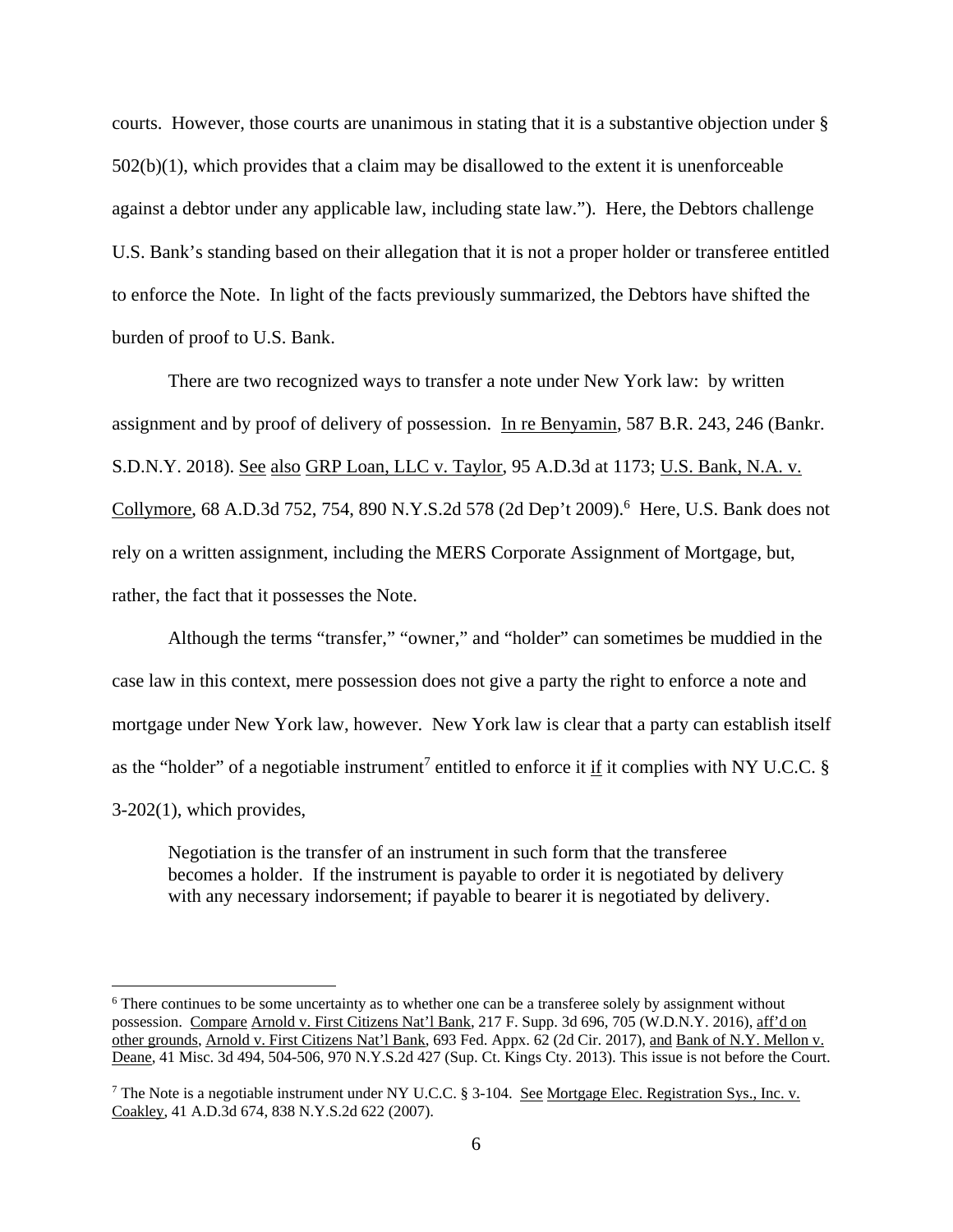courts. However, those courts are unanimous in stating that it is a substantive objection under § 502(b)(1), which provides that a claim may be disallowed to the extent it is unenforceable against a debtor under any applicable law, including state law."). Here, the Debtors challenge U.S. Bank's standing based on their allegation that it is not a proper holder or transferee entitled to enforce the Note. In light of the facts previously summarized, the Debtors have shifted the burden of proof to U.S. Bank.

There are two recognized ways to transfer a note under New York law: by written assignment and by proof of delivery of possession. In re Benyamin, 587 B.R. 243, 246 (Bankr. S.D.N.Y. 2018). See also GRP Loan, LLC v. Taylor, 95 A.D.3d at 1173; U.S. Bank, N.A. v. Collymore, 68 A.D.3d 752, 754, 890 N.Y.S.2d 578 (2d Dep't 2009).[6] Here, U.S. Bank does not rely on a written assignment, including the MERS Corporate Assignment of Mortgage, but, rather, the fact that it possesses the Note.

Although the terms "transfer," "owner," and "holder" can sometimes be muddied in the case law in this context, mere possession does not give a party the right to enforce a note and mortgage under New York law, however. New York law is clear that a party can establish itself as the "holder" of a negotiable instrument[7] entitled to enforce it if it complies with NY U.C.C. § 3-202(1), which provides,

> Negotiation is the transfer of an instrument in such form that the transferee becomes a holder. If the instrument is payable to order it is negotiated by delivery with any necessary indorsement; if payable to bearer it is negotiated by delivery.

---

[6] There continues to be some uncertainty as to whether one can be a transferee solely by assignment without possession. Compare Arnold v. First Citizens Nat'l Bank, 217 F. Supp. 3d 696, 705 (W.D.N.Y. 2016), aff'd on other grounds, Arnold v. First Citizens Nat'l Bank, 693 Fed. Appx. 62 (2d Cir. 2017), and Bank of N.Y. Mellon v. Deane, 41 Misc. 3d 494, 504-506, 970 N.Y.S.2d 427 (Sup. Ct. Kings Cty. 2013). This issue is not before the Court.

[7] The Note is a negotiable instrument under NY U.C.C. § 3-104. See Mortgage Elec. Registration Sys., Inc. v. Coakley, 41 A.D.3d 674, 838 N.Y.S.2d 622 (2007).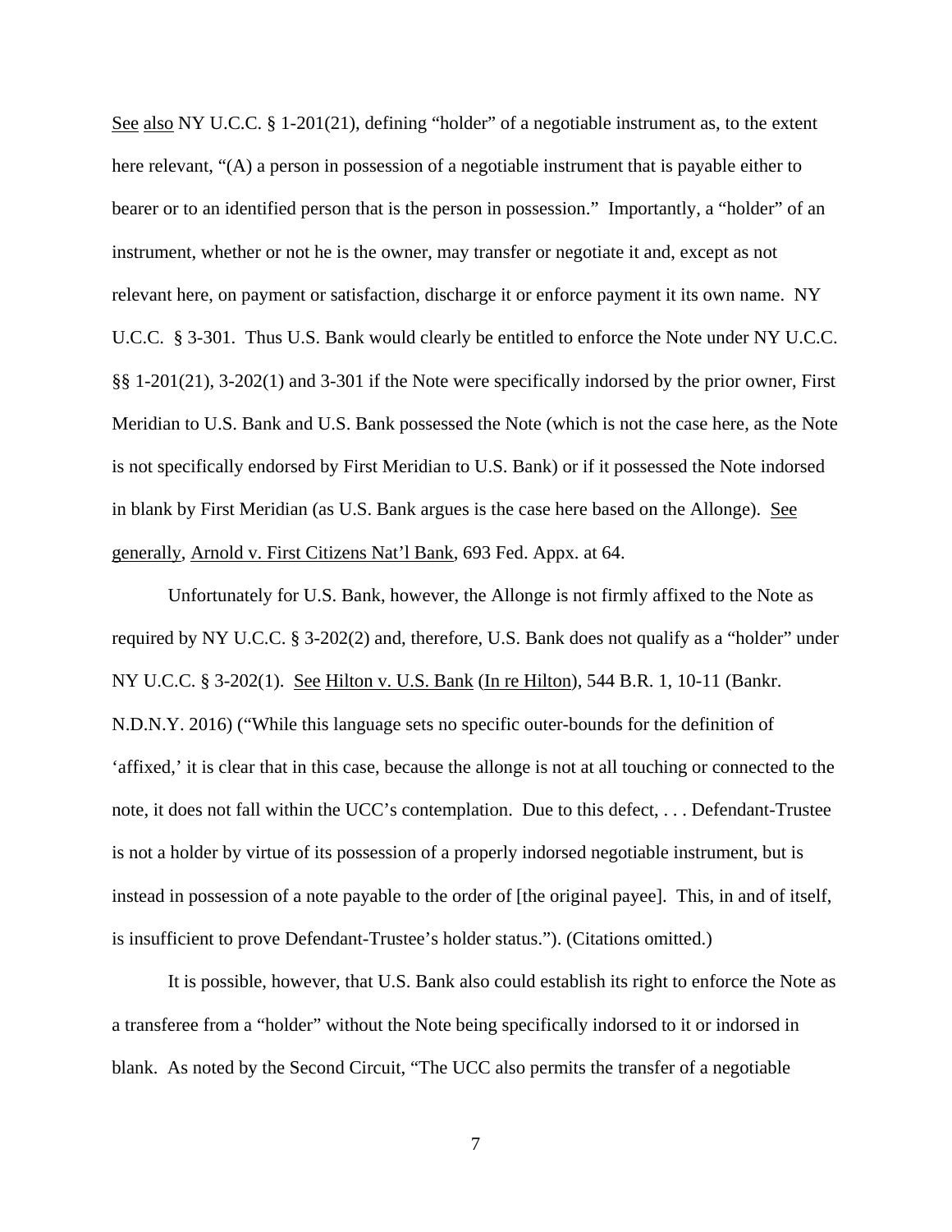See also NY U.C.C. § 1-201(21), defining "holder" of a negotiable instrument as, to the extent here relevant, "(A) a person in possession of a negotiable instrument that is payable either to bearer or to an identified person that is the person in possession." Importantly, a "holder" of an instrument, whether or not he is the owner, may transfer or negotiate it and, except as not relevant here, on payment or satisfaction, discharge it or enforce payment it its own name. NY U.C.C. § 3-301. Thus U.S. Bank would clearly be entitled to enforce the Note under NY U.C.C. §§ 1-201(21), 3-202(1) and 3-301 if the Note were specifically indorsed by the prior owner, First Meridian to U.S. Bank and U.S. Bank possessed the Note (which is not the case here, as the Note is not specifically endorsed by First Meridian to U.S. Bank) or if it possessed the Note indorsed in blank by First Meridian (as U.S. Bank argues is the case here based on the Allonge). See generally, Arnold v. First Citizens Nat'l Bank, 693 Fed. Appx. at 64.

Unfortunately for U.S. Bank, however, the Allonge is not firmly affixed to the Note as required by NY U.C.C. § 3-202(2) and, therefore, U.S. Bank does not qualify as a "holder" under NY U.C.C. § 3-202(1). See Hilton v. U.S. Bank (In re Hilton), 544 B.R. 1, 10-11 (Bankr. N.D.N.Y. 2016) ("While this language sets no specific outer-bounds for the definition of 'affixed,' it is clear that in this case, because the allonge is not at all touching or connected to the note, it does not fall within the UCC's contemplation. Due to this defect, . . . Defendant-Trustee is not a holder by virtue of its possession of a properly indorsed negotiable instrument, but is instead in possession of a note payable to the order of [the original payee]. This, in and of itself, is insufficient to prove Defendant-Trustee's holder status."). (Citations omitted.)

It is possible, however, that U.S. Bank also could establish its right to enforce the Note as a transferee from a "holder" without the Note being specifically indorsed to it or indorsed in blank. As noted by the Second Circuit, "The UCC also permits the transfer of a negotiable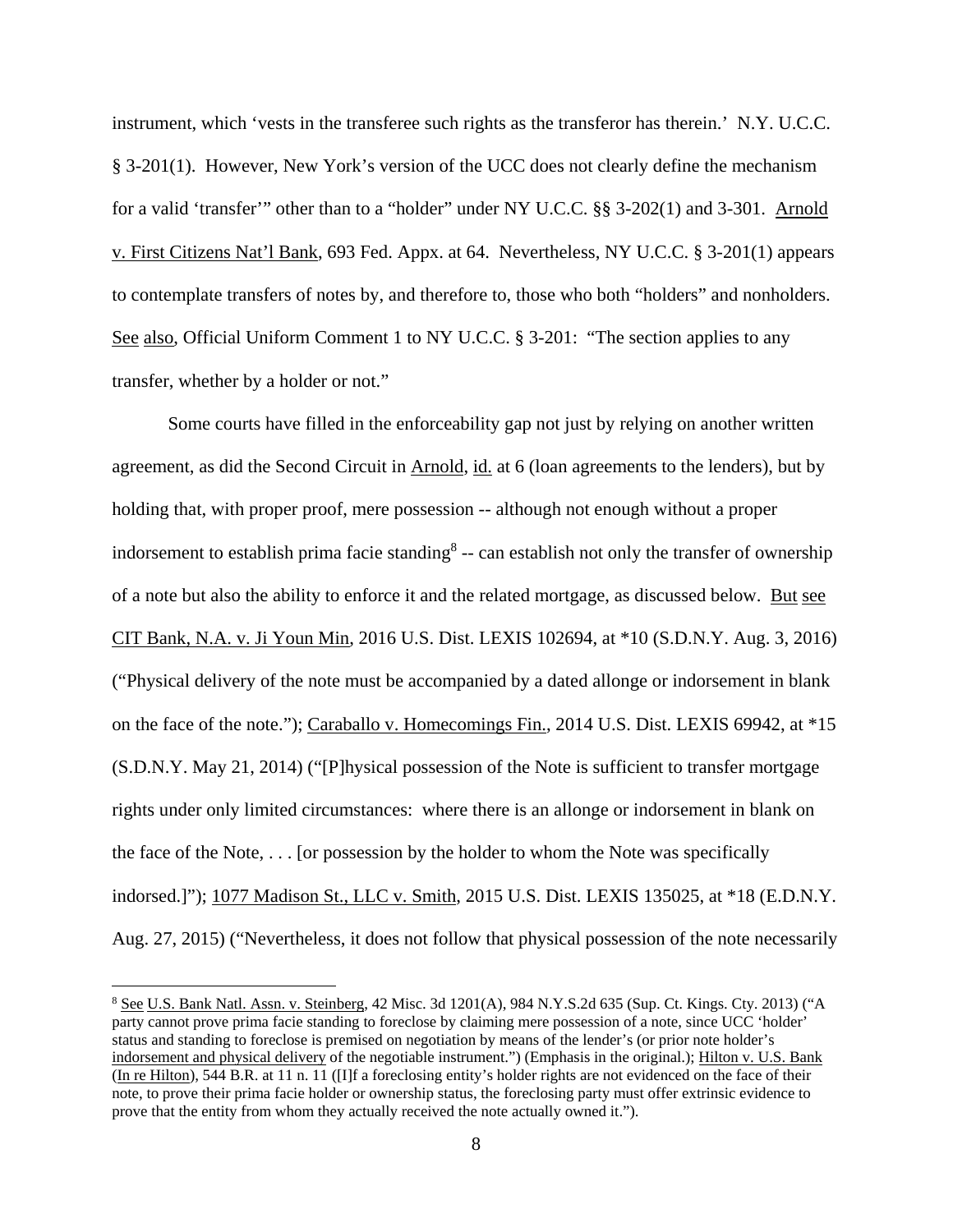instrument, which 'vests in the transferee such rights as the transferor has therein.' N.Y. U.C.C. § 3-201(1). However, New York's version of the UCC does not clearly define the mechanism for a valid 'transfer'" other than to a "holder" under NY U.C.C. §§ 3-202(1) and 3-301. Arnold v. First Citizens Nat'l Bank, 693 Fed. Appx. at 64. Nevertheless, NY U.C.C. § 3-201(1) appears to contemplate transfers of notes by, and therefore to, those who both "holders" and nonholders. See also, Official Uniform Comment 1 to NY U.C.C. § 3-201: "The section applies to any transfer, whether by a holder or not."

Some courts have filled in the enforceability gap not just by relying on another written agreement, as did the Second Circuit in Arnold, id. at 6 (loan agreements to the lenders), but by holding that, with proper proof, mere possession -- although not enough without a proper indorsement to establish prima facie standing[8] -- can establish not only the transfer of ownership of a note but also the ability to enforce it and the related mortgage, as discussed below. But see CIT Bank, N.A. v. Ji Youn Min, 2016 U.S. Dist. LEXIS 102694, at *10 (S.D.N.Y. Aug. 3, 2016) ("Physical delivery of the note must be accompanied by a dated allonge or indorsement in blank on the face of the note."); Caraballo v. Homecomings Fin., 2014 U.S. Dist. LEXIS 69942, at *15 (S.D.N.Y. May 21, 2014) ("[P]hysical possession of the Note is sufficient to transfer mortgage rights under only limited circumstances: where there is an allonge or indorsement in blank on the face of the Note, . . . [or possession by the holder to whom the Note was specifically indorsed.]"); 1077 Madison St., LLC v. Smith, 2015 U.S. Dist. LEXIS 135025, at *18 (E.D.N.Y. Aug. 27, 2015) ("Nevertheless, it does not follow that physical possession of the note necessarily

---

[8] See U.S. Bank Natl. Assn. v. Steinberg, 42 Misc. 3d 1201(A), 984 N.Y.S.2d 635 (Sup. Ct. Kings. Cty. 2013) ("A party cannot prove prima facie standing to foreclose by claiming mere possession of a note, since UCC 'holder' status and standing to foreclose is premised on negotiation by means of the lender's (or prior note holder's indorsement and physical delivery of the negotiable instrument.") (Emphasis in the original.); Hilton v. U.S. Bank (In re Hilton), 544 B.R. at 11 n. 11 ([I]f a foreclosing entity's holder rights are not evidenced on the face of their note, to prove their prima facie holder or ownership status, the foreclosing party must offer extrinsic evidence to prove that the entity from whom they actually received the note actually owned it.").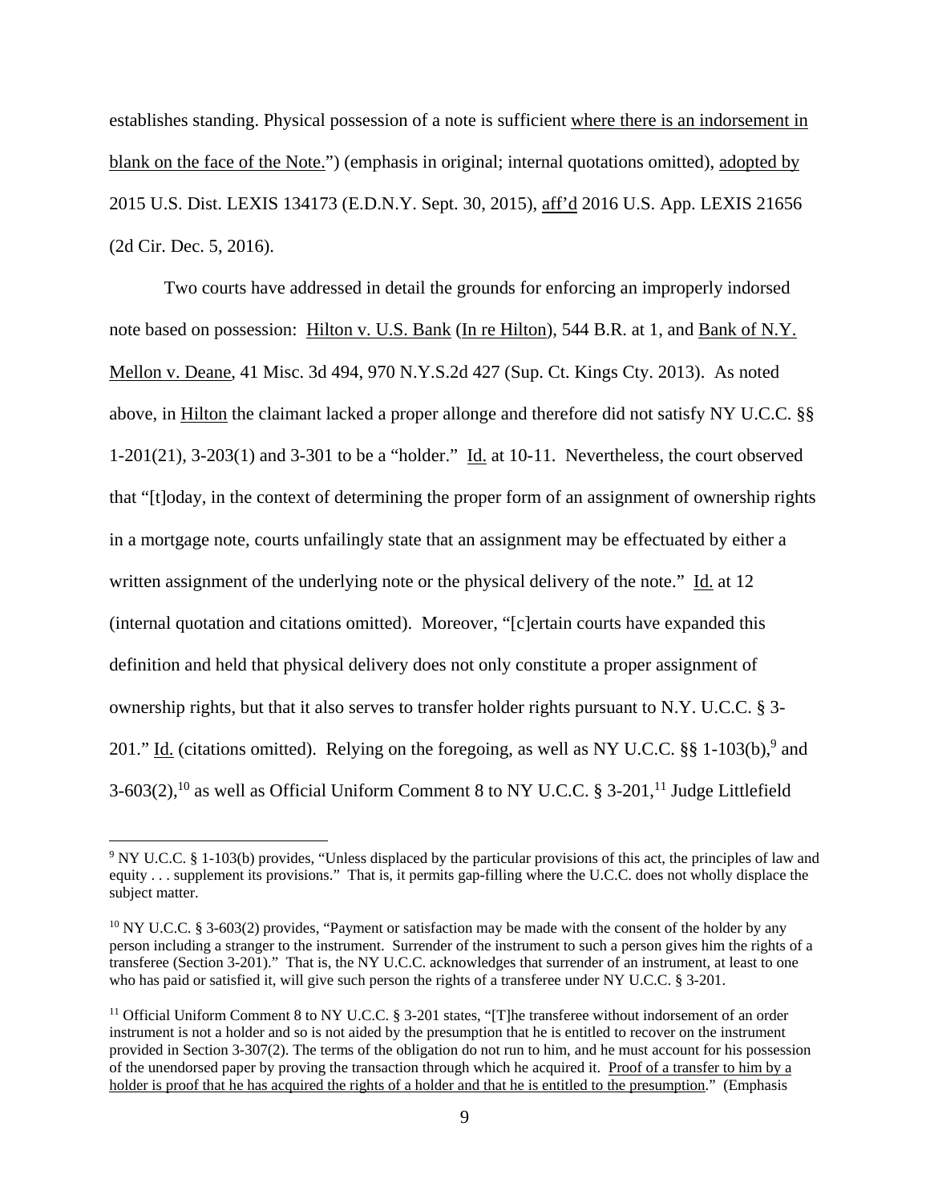establishes standing. Physical possession of a note is sufficient where there is an indorsement in blank on the face of the Note.") (emphasis in original; internal quotations omitted), adopted by 2015 U.S. Dist. LEXIS 134173 (E.D.N.Y. Sept. 30, 2015), aff'd 2016 U.S. App. LEXIS 21656 (2d Cir. Dec. 5, 2016).

Two courts have addressed in detail the grounds for enforcing an improperly indorsed note based on possession: Hilton v. U.S. Bank (In re Hilton), 544 B.R. at 1, and Bank of N.Y. Mellon v. Deane, 41 Misc. 3d 494, 970 N.Y.S.2d 427 (Sup. Ct. Kings Cty. 2013). As noted above, in Hilton the claimant lacked a proper allonge and therefore did not satisfy NY U.C.C. §§ 1-201(21), 3-203(1) and 3-301 to be a "holder." Id. at 10-11. Nevertheless, the court observed that "[t]oday, in the context of determining the proper form of an assignment of ownership rights in a mortgage note, courts unfailingly state that an assignment may be effectuated by either a written assignment of the underlying note or the physical delivery of the note." Id. at 12 (internal quotation and citations omitted). Moreover, "[c]ertain courts have expanded this definition and held that physical delivery does not only constitute a proper assignment of ownership rights, but that it also serves to transfer holder rights pursuant to N.Y. U.C.C. § 3-201." Id. (citations omitted). Relying on the foregoing, as well as NY U.C.C. §§ 1-103(b),[9] and 3-603(2),[10] as well as Official Uniform Comment 8 to NY U.C.C. § 3-201,[11] Judge Littlefield

[9] NY U.C.C. § 1-103(b) provides, "Unless displaced by the particular provisions of this act, the principles of law and equity . . . supplement its provisions." That is, it permits gap-filling where the U.C.C. does not wholly displace the subject matter.

[10] NY U.C.C. § 3-603(2) provides, "Payment or satisfaction may be made with the consent of the holder by any person including a stranger to the instrument. Surrender of the instrument to such a person gives him the rights of a transferee (Section 3-201)." That is, the NY U.C.C. acknowledges that surrender of an instrument, at least to one who has paid or satisfied it, will give such person the rights of a transferee under NY U.C.C. § 3-201.

[11] Official Uniform Comment 8 to NY U.C.C. § 3-201 states, "[T]he transferee without indorsement of an order instrument is not a holder and so is not aided by the presumption that he is entitled to recover on the instrument provided in Section 3-307(2). The terms of the obligation do not run to him, and he must account for his possession of the unendorsed paper by proving the transaction through which he acquired it. Proof of a transfer to him by a holder is proof that he has acquired the rights of a holder and that he is entitled to the presumption." (Emphasis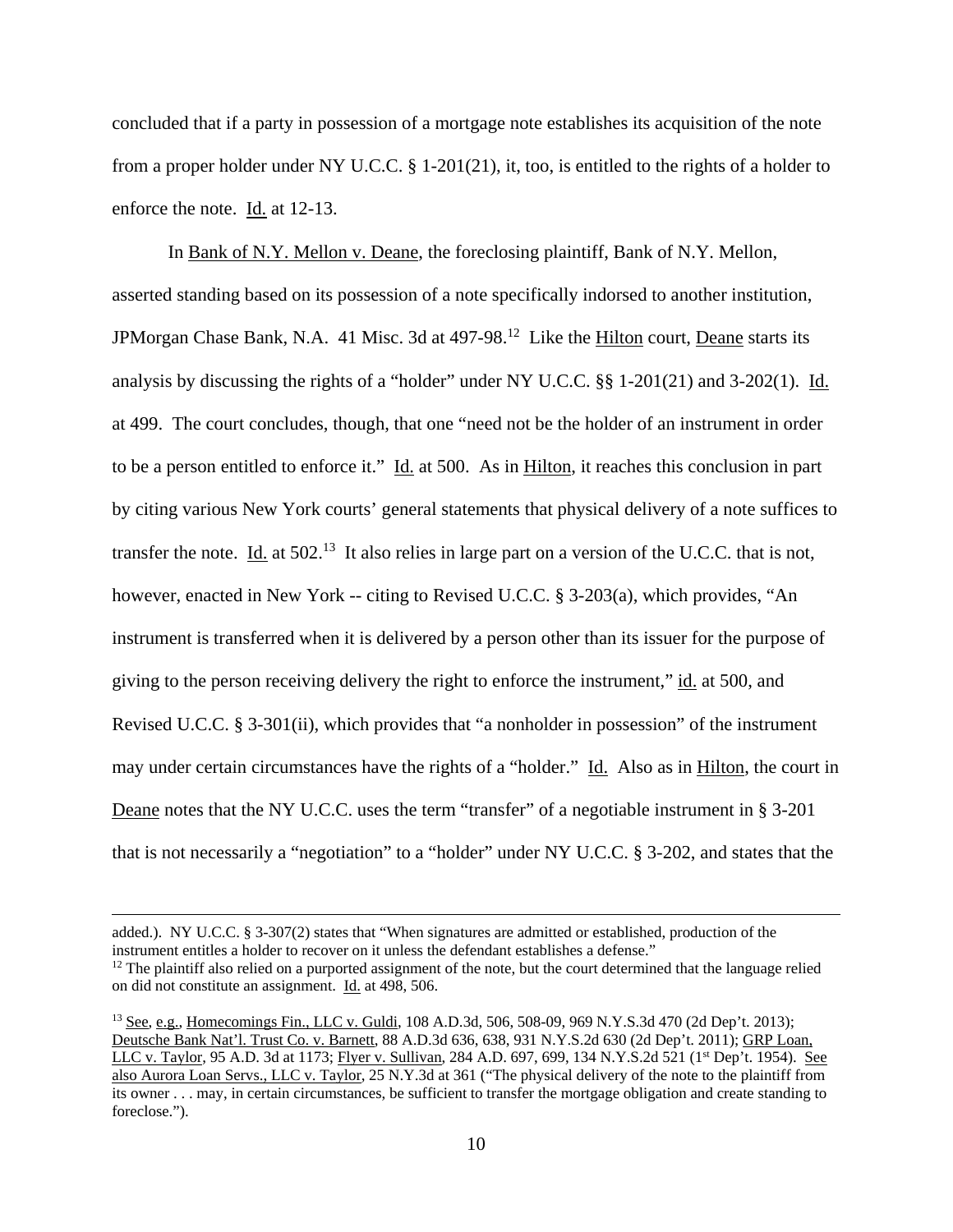concluded that if a party in possession of a mortgage note establishes its acquisition of the note from a proper holder under NY U.C.C. § 1-201(21), it, too, is entitled to the rights of a holder to enforce the note. Id. at 12-13.

In Bank of N.Y. Mellon v. Deane, the foreclosing plaintiff, Bank of N.Y. Mellon, asserted standing based on its possession of a note specifically indorsed to another institution, JPMorgan Chase Bank, N.A. 41 Misc. 3d at 497-98.[12] Like the Hilton court, Deane starts its analysis by discussing the rights of a "holder" under NY U.C.C. §§ 1-201(21) and 3-202(1). Id. at 499. The court concludes, though, that one "need not be the holder of an instrument in order to be a person entitled to enforce it." Id. at 500. As in Hilton, it reaches this conclusion in part by citing various New York courts' general statements that physical delivery of a note suffices to transfer the note. Id. at 502.[13] It also relies in large part on a version of the U.C.C. that is not, however, enacted in New York -- citing to Revised U.C.C. § 3-203(a), which provides, "An instrument is transferred when it is delivered by a person other than its issuer for the purpose of giving to the person receiving delivery the right to enforce the instrument," id. at 500, and Revised U.C.C. § 3-301(ii), which provides that "a nonholder in possession" of the instrument may under certain circumstances have the rights of a "holder." Id. Also as in Hilton, the court in Deane notes that the NY U.C.C. uses the term "transfer" of a negotiable instrument in § 3-201 that is not necessarily a "negotiation" to a "holder" under NY U.C.C. § 3-202, and states that the

---

added.). NY U.C.C. § 3-307(2) states that "When signatures are admitted or established, production of the instrument entitles a holder to recover on it unless the defendant establishes a defense."

[12] The plaintiff also relied on a purported assignment of the note, but the court determined that the language relied on did not constitute an assignment. Id. at 498, 506.

[13] See, e.g., Homecomings Fin., LLC v. Guldi, 108 A.D.3d, 506, 508-09, 969 N.Y.S.3d 470 (2d Dep't. 2013); Deutsche Bank Nat'l. Trust Co. v. Barnett, 88 A.D.3d 636, 638, 931 N.Y.S.2d 630 (2d Dep't. 2011); GRP Loan, LLC v. Taylor, 95 A.D. 3d at 1173; Flyer v. Sullivan, 284 A.D. 697, 699, 134 N.Y.S.2d 521 (1st Dep't. 1954). See also Aurora Loan Servs., LLC v. Taylor, 25 N.Y.3d at 361 ("The physical delivery of the note to the plaintiff from its owner . . . may, in certain circumstances, be sufficient to transfer the mortgage obligation and create standing to foreclose.").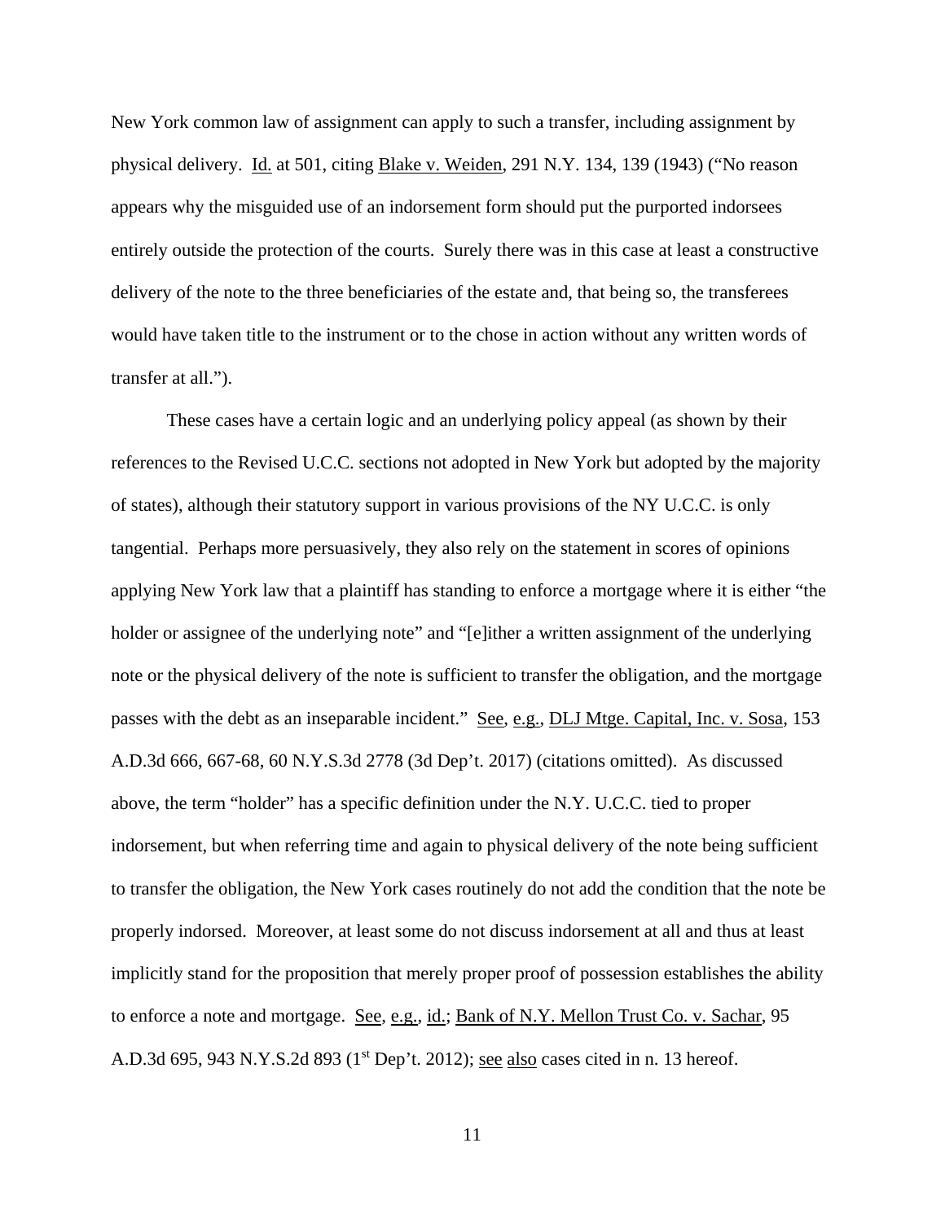New York common law of assignment can apply to such a transfer, including assignment by physical delivery. Id. at 501, citing Blake v. Weiden, 291 N.Y. 134, 139 (1943) ("No reason appears why the misguided use of an indorsement form should put the purported indorsees entirely outside the protection of the courts. Surely there was in this case at least a constructive delivery of the note to the three beneficiaries of the estate and, that being so, the transferees would have taken title to the instrument or to the chose in action without any written words of transfer at all.").

These cases have a certain logic and an underlying policy appeal (as shown by their references to the Revised U.C.C. sections not adopted in New York but adopted by the majority of states), although their statutory support in various provisions of the NY U.C.C. is only tangential. Perhaps more persuasively, they also rely on the statement in scores of opinions applying New York law that a plaintiff has standing to enforce a mortgage where it is either "the holder or assignee of the underlying note" and "[e]ither a written assignment of the underlying note or the physical delivery of the note is sufficient to transfer the obligation, and the mortgage passes with the debt as an inseparable incident." See, e.g., DLJ Mtge. Capital, Inc. v. Sosa, 153 A.D.3d 666, 667-68, 60 N.Y.S.3d 2778 (3d Dep't. 2017) (citations omitted). As discussed above, the term "holder" has a specific definition under the N.Y. U.C.C. tied to proper indorsement, but when referring time and again to physical delivery of the note being sufficient to transfer the obligation, the New York cases routinely do not add the condition that the note be properly indorsed. Moreover, at least some do not discuss indorsement at all and thus at least implicitly stand for the proposition that merely proper proof of possession establishes the ability to enforce a note and mortgage. See, e.g., id.; Bank of N.Y. Mellon Trust Co. v. Sachar, 95 A.D.3d 695, 943 N.Y.S.2d 893 (1st Dep't. 2012); see also cases cited in n. 13 hereof.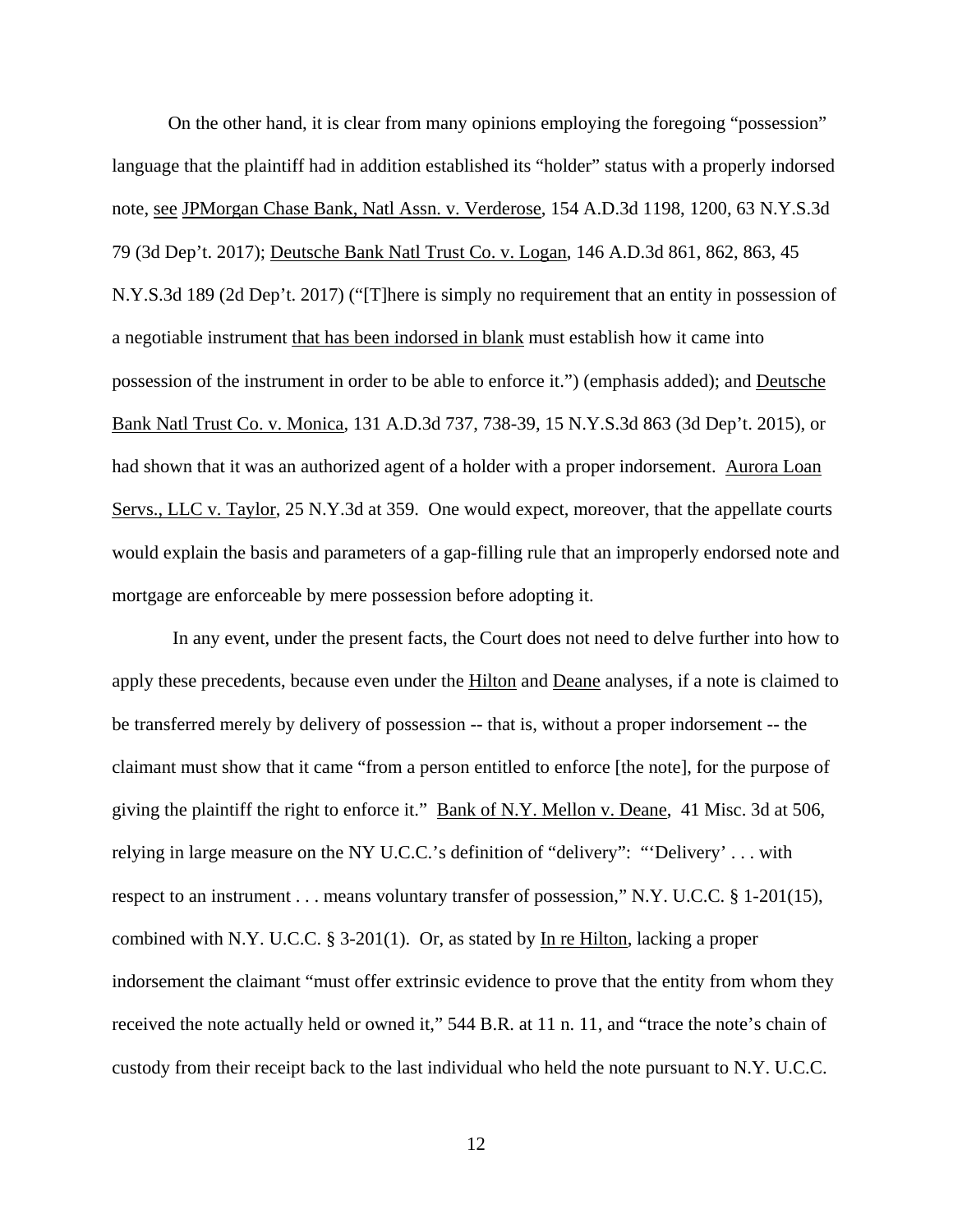On the other hand, it is clear from many opinions employing the foregoing "possession" language that the plaintiff had in addition established its "holder" status with a properly indorsed note, see JPMorgan Chase Bank, Natl Assn. v. Verderose, 154 A.D.3d 1198, 1200, 63 N.Y.S.3d 79 (3d Dep't. 2017); Deutsche Bank Natl Trust Co. v. Logan, 146 A.D.3d 861, 862, 863, 45 N.Y.S.3d 189 (2d Dep't. 2017) ("[T]here is simply no requirement that an entity in possession of a negotiable instrument that has been indorsed in blank must establish how it came into possession of the instrument in order to be able to enforce it.") (emphasis added); and Deutsche Bank Natl Trust Co. v. Monica, 131 A.D.3d 737, 738-39, 15 N.Y.S.3d 863 (3d Dep't. 2015), or had shown that it was an authorized agent of a holder with a proper indorsement. Aurora Loan Servs., LLC v. Taylor, 25 N.Y.3d at 359. One would expect, moreover, that the appellate courts would explain the basis and parameters of a gap-filling rule that an improperly endorsed note and mortgage are enforceable by mere possession before adopting it.

In any event, under the present facts, the Court does not need to delve further into how to apply these precedents, because even under the Hilton and Deane analyses, if a note is claimed to be transferred merely by delivery of possession -- that is, without a proper indorsement -- the claimant must show that it came "from a person entitled to enforce [the note], for the purpose of giving the plaintiff the right to enforce it." Bank of N.Y. Mellon v. Deane, 41 Misc. 3d at 506, relying in large measure on the NY U.C.C.'s definition of "delivery": "'Delivery' . . . with respect to an instrument . . . means voluntary transfer of possession," N.Y. U.C.C. § 1-201(15), combined with N.Y. U.C.C. § 3-201(1). Or, as stated by In re Hilton, lacking a proper indorsement the claimant "must offer extrinsic evidence to prove that the entity from whom they received the note actually held or owned it," 544 B.R. at 11 n. 11, and "trace the note's chain of custody from their receipt back to the last individual who held the note pursuant to N.Y. U.C.C.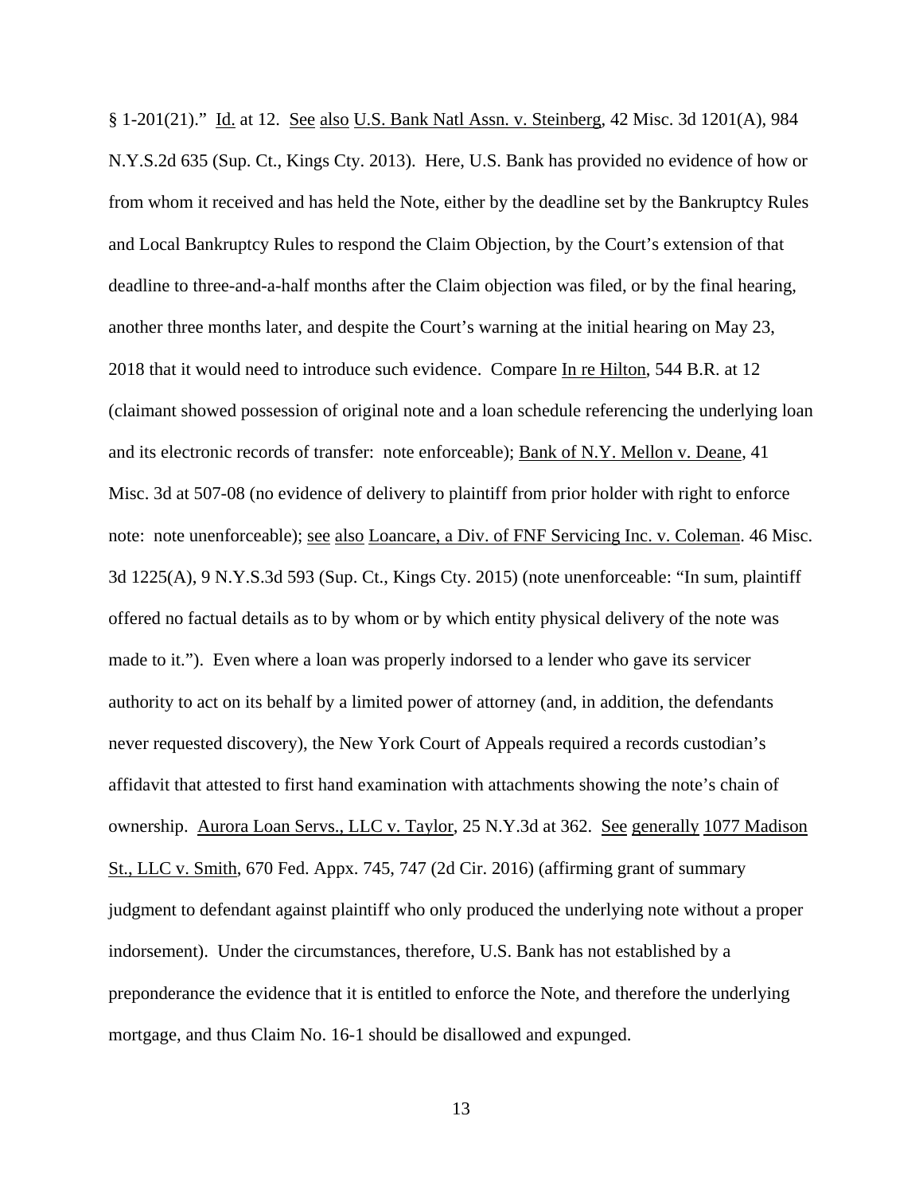§ 1-201(21)." Id. at 12. See also U.S. Bank Natl Assn. v. Steinberg, 42 Misc. 3d 1201(A), 984 N.Y.S.2d 635 (Sup. Ct., Kings Cty. 2013). Here, U.S. Bank has provided no evidence of how or from whom it received and has held the Note, either by the deadline set by the Bankruptcy Rules and Local Bankruptcy Rules to respond the Claim Objection, by the Court's extension of that deadline to three-and-a-half months after the Claim objection was filed, or by the final hearing, another three months later, and despite the Court's warning at the initial hearing on May 23, 2018 that it would need to introduce such evidence. Compare In re Hilton, 544 B.R. at 12 (claimant showed possession of original note and a loan schedule referencing the underlying loan and its electronic records of transfer: note enforceable); Bank of N.Y. Mellon v. Deane, 41 Misc. 3d at 507-08 (no evidence of delivery to plaintiff from prior holder with right to enforce note: note unenforceable); see also Loancare, a Div. of FNF Servicing Inc. v. Coleman. 46 Misc. 3d 1225(A), 9 N.Y.S.3d 593 (Sup. Ct., Kings Cty. 2015) (note unenforceable: "In sum, plaintiff offered no factual details as to by whom or by which entity physical delivery of the note was made to it."). Even where a loan was properly indorsed to a lender who gave its servicer authority to act on its behalf by a limited power of attorney (and, in addition, the defendants never requested discovery), the New York Court of Appeals required a records custodian's affidavit that attested to first hand examination with attachments showing the note's chain of ownership. Aurora Loan Servs., LLC v. Taylor, 25 N.Y.3d at 362. See generally 1077 Madison St., LLC v. Smith, 670 Fed. Appx. 745, 747 (2d Cir. 2016) (affirming grant of summary judgment to defendant against plaintiff who only produced the underlying note without a proper indorsement). Under the circumstances, therefore, U.S. Bank has not established by a preponderance the evidence that it is entitled to enforce the Note, and therefore the underlying mortgage, and thus Claim No. 16-1 should be disallowed and expunged.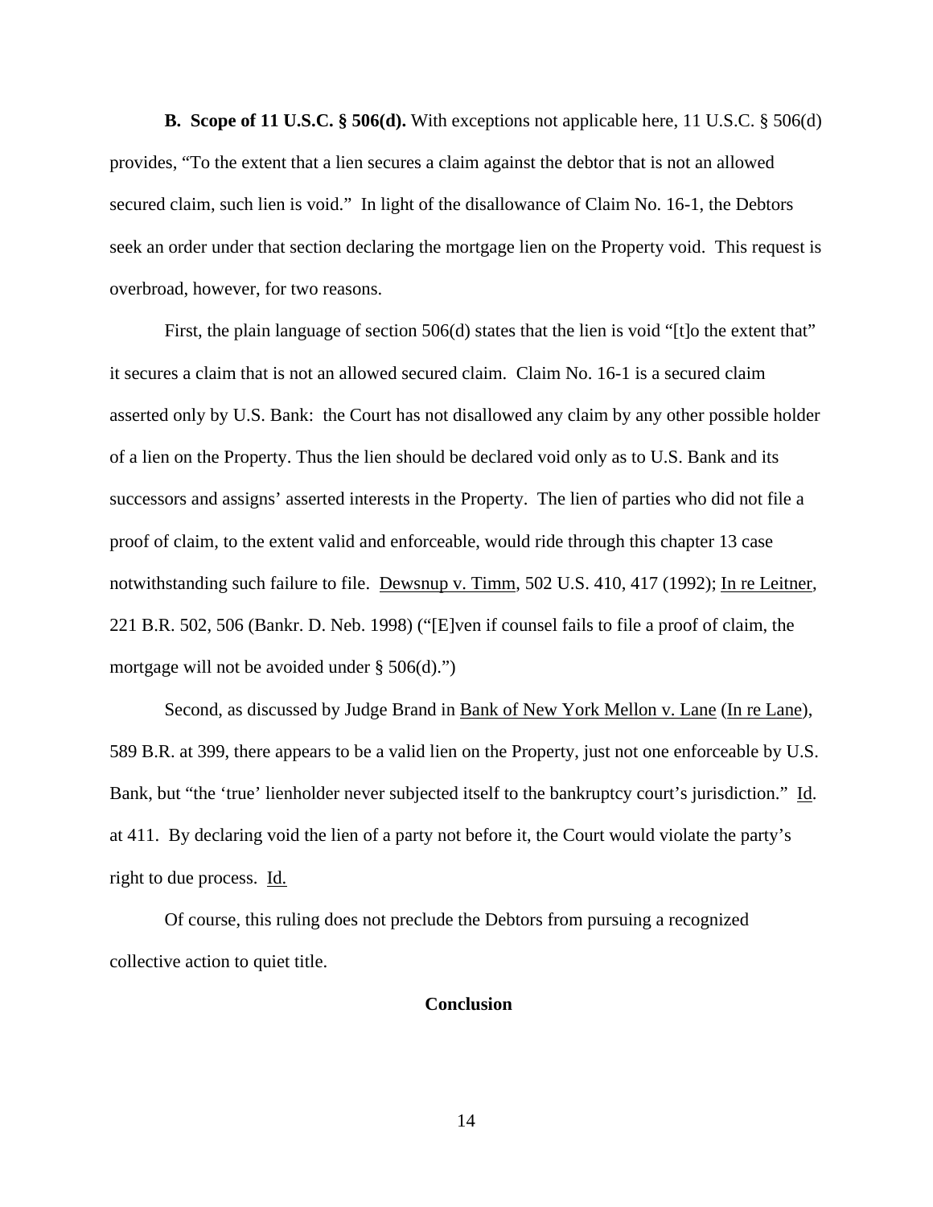**B. Scope of 11 U.S.C. § 506(d).** With exceptions not applicable here, 11 U.S.C. § 506(d) provides, "To the extent that a lien secures a claim against the debtor that is not an allowed secured claim, such lien is void." In light of the disallowance of Claim No. 16-1, the Debtors seek an order under that section declaring the mortgage lien on the Property void. This request is overbroad, however, for two reasons.

First, the plain language of section 506(d) states that the lien is void "[t]o the extent that" it secures a claim that is not an allowed secured claim. Claim No. 16-1 is a secured claim asserted only by U.S. Bank: the Court has not disallowed any claim by any other possible holder of a lien on the Property. Thus the lien should be declared void only as to U.S. Bank and its successors and assigns' asserted interests in the Property. The lien of parties who did not file a proof of claim, to the extent valid and enforceable, would ride through this chapter 13 case notwithstanding such failure to file. Dewsnup v. Timm, 502 U.S. 410, 417 (1992); In re Leitner, 221 B.R. 502, 506 (Bankr. D. Neb. 1998) ("[E]ven if counsel fails to file a proof of claim, the mortgage will not be avoided under § 506(d).")

Second, as discussed by Judge Brand in Bank of New York Mellon v. Lane (In re Lane), 589 B.R. at 399, there appears to be a valid lien on the Property, just not one enforceable by U.S. Bank, but "the 'true' lienholder never subjected itself to the bankruptcy court's jurisdiction." Id. at 411. By declaring void the lien of a party not before it, the Court would violate the party's right to due process. Id.

Of course, this ruling does not preclude the Debtors from pursuing a recognized collective action to quiet title.

## Conclusion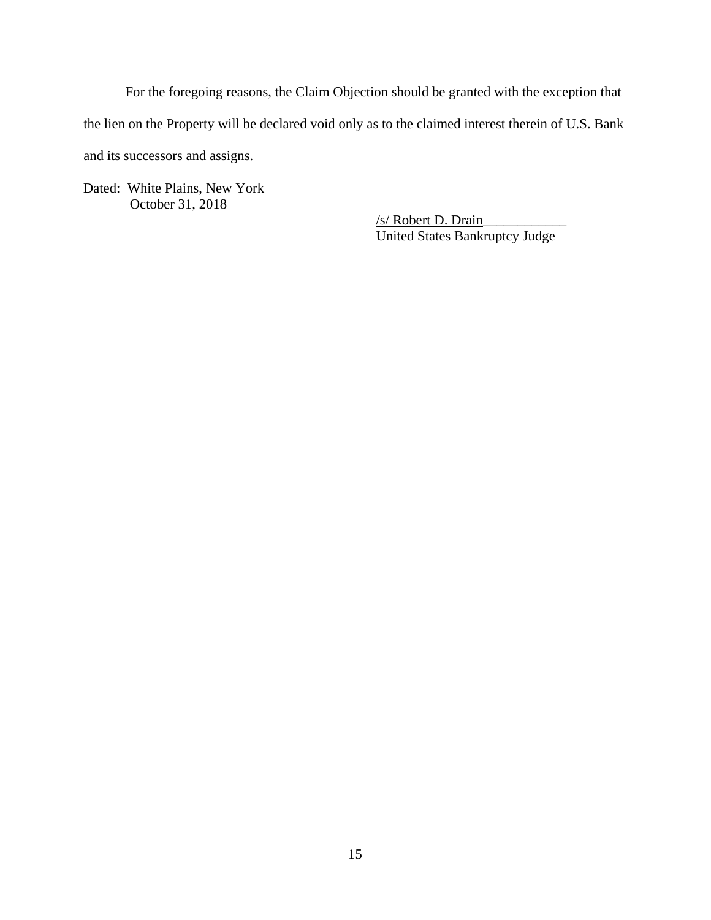For the foregoing reasons, the Claim Objection should be granted with the exception that the lien on the Property will be declared void only as to the claimed interest therein of U.S. Bank and its successors and assigns.

Dated: White Plains, New York
October 31, 2018

/s/ Robert D. Drain
United States Bankruptcy Judge